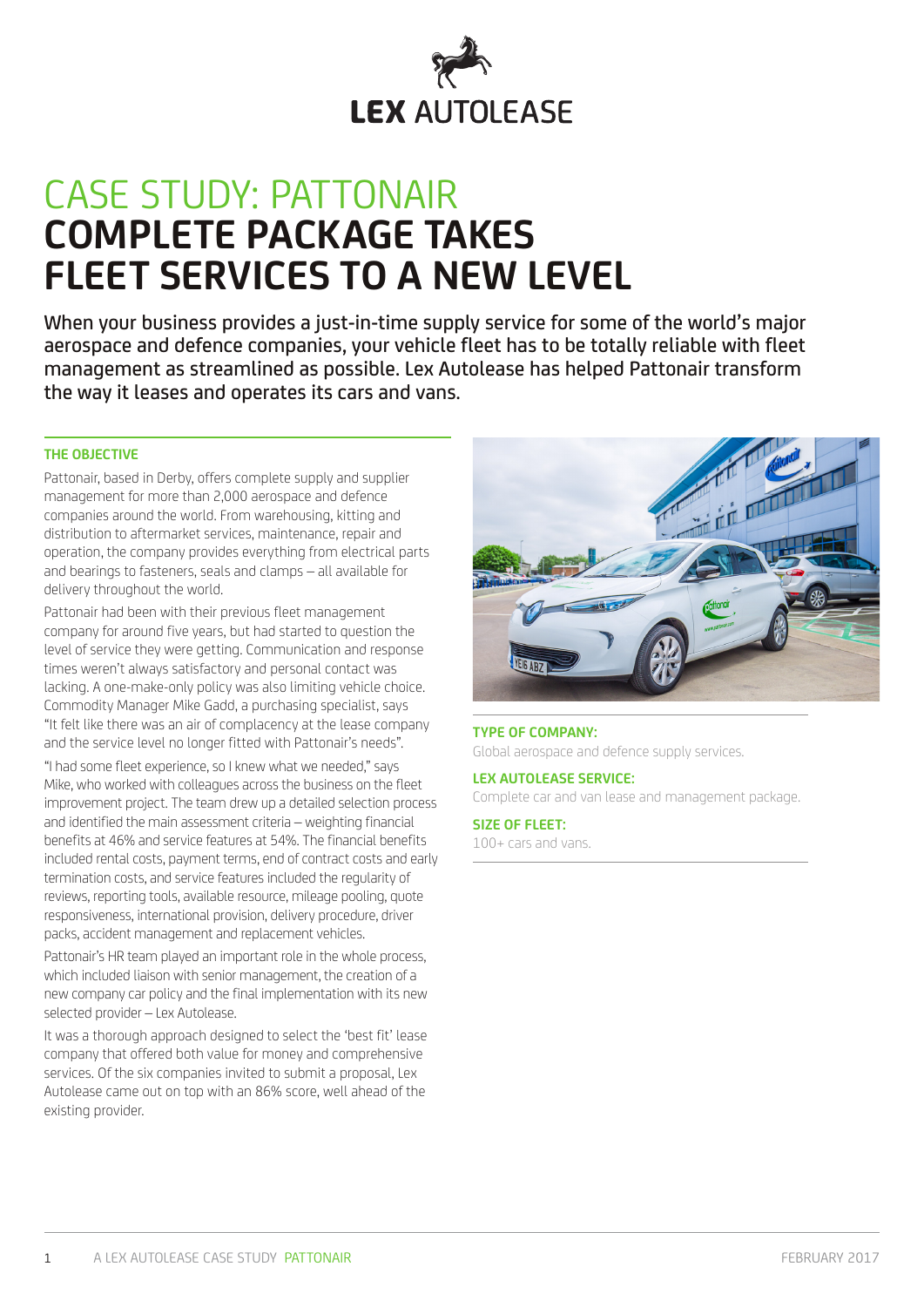LEX AUTOLEASE

# CASE STUDY: PATTONAIR
# COMPLETE PACKAGE TAKES FLEET SERVICES TO A NEW LEVEL

When your business provides a just-in-time supply service for some of the world's major aerospace and defence companies, your vehicle fleet has to be totally reliable with fleet management as streamlined as possible. Lex Autolease has helped Pattonair transform the way it leases and operates its cars and vans.

## THE OBJECTIVE

Pattonair, based in Derby, offers complete supply and supplier management for more than 2,000 aerospace and defence companies around the world. From warehousing, kitting and distribution to aftermarket services, maintenance, repair and operation, the company provides everything from electrical parts and bearings to fasteners, seals and clamps – all available for delivery throughout the world.

Pattonair had been with their previous fleet management company for around five years, but had started to question the level of service they were getting. Communication and response times weren't always satisfactory and personal contact was lacking. A one-make-only policy was also limiting vehicle choice. Commodity Manager Mike Gadd, a purchasing specialist, says "It felt like there was an air of complacency at the lease company and the service level no longer fitted with Pattonair's needs".

"I had some fleet experience, so I knew what we needed," says Mike, who worked with colleagues across the business on the fleet improvement project. The team drew up a detailed selection process and identified the main assessment criteria – weighting financial benefits at 46% and service features at 54%. The financial benefits included rental costs, payment terms, end of contract costs and early termination costs, and service features included the regularity of reviews, reporting tools, available resource, mileage pooling, quote responsiveness, international provision, delivery procedure, driver packs, accident management and replacement vehicles.

Pattonair's HR team played an important role in the whole process, which included liaison with senior management, the creation of a new company car policy and the final implementation with its new selected provider – Lex Autolease.

It was a thorough approach designed to select the 'best fit' lease company that offered both value for money and comprehensive services. Of the six companies invited to submit a proposal, Lex Autolease came out on top with an 86% score, well ahead of the existing provider.

**TYPE OF COMPANY:**
Global aerospace and defence supply services.

**LEX AUTOLEASE SERVICE:**
Complete car and van lease and management package.

**SIZE OF FLEET:**
100+ cars and vans.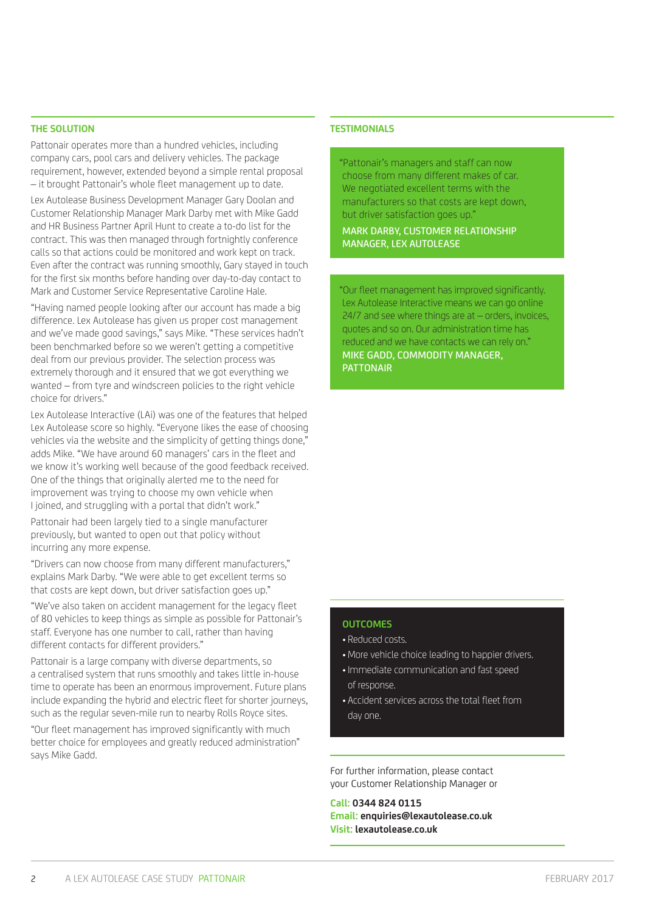## THE SOLUTION

Pattonair operates more than a hundred vehicles, including company cars, pool cars and delivery vehicles. The package requirement, however, extended beyond a simple rental proposal – it brought Pattonair's whole fleet management up to date.

Lex Autolease Business Development Manager Gary Doolan and Customer Relationship Manager Mark Darby met with Mike Gadd and HR Business Partner April Hunt to create a to-do list for the contract. This was then managed through fortnightly conference calls so that actions could be monitored and work kept on track. Even after the contract was running smoothly, Gary stayed in touch for the first six months before handing over day-to-day contact to Mark and Customer Service Representative Caroline Hale.

"Having named people looking after our account has made a big difference. Lex Autolease has given us proper cost management and we've made good savings," says Mike. "These services hadn't been benchmarked before so we weren't getting a competitive deal from our previous provider. The selection process was extremely thorough and it ensured that we got everything we wanted – from tyre and windscreen policies to the right vehicle choice for drivers."

Lex Autolease Interactive (LAi) was one of the features that helped Lex Autolease score so highly. "Everyone likes the ease of choosing vehicles via the website and the simplicity of getting things done," adds Mike. "We have around 60 managers' cars in the fleet and we know it's working well because of the good feedback received. One of the things that originally alerted me to the need for improvement was trying to choose my own vehicle when I joined, and struggling with a portal that didn't work."

Pattonair had been largely tied to a single manufacturer previously, but wanted to open out that policy without incurring any more expense.

"Drivers can now choose from many different manufacturers," explains Mark Darby. "We were able to get excellent terms so that costs are kept down, but driver satisfaction goes up."

"We've also taken on accident management for the legacy fleet of 80 vehicles to keep things as simple as possible for Pattonair's staff. Everyone has one number to call, rather than having different contacts for different providers."

Pattonair is a large company with diverse departments, so a centralised system that runs smoothly and takes little in-house time to operate has been an enormous improvement. Future plans include expanding the hybrid and electric fleet for shorter journeys, such as the regular seven-mile run to nearby Rolls Royce sites.

"Our fleet management has improved significantly with much better choice for employees and greatly reduced administration" says Mike Gadd.

## TESTIMONIALS

"Pattonair's managers and staff can now choose from many different makes of car. We negotiated excellent terms with the manufacturers so that costs are kept down, but driver satisfaction goes up."

MARK DARBY, CUSTOMER RELATIONSHIP MANAGER, LEX AUTOLEASE

"Our fleet management has improved significantly. Lex Autolease Interactive means we can go online 24/7 and see where things are at – orders, invoices, quotes and so on. Our administration time has reduced and we have contacts we can rely on."

MIKE GADD, COMMODITY MANAGER, PATTONAIR

## OUTCOMES

- Reduced costs.
- More vehicle choice leading to happier drivers.
- Immediate communication and fast speed of response.
- Accident services across the total fleet from day one.

For further information, please contact your Customer Relationship Manager or

**Call:** **0344 824 0115**
**Email:** **enquiries@lexautolease.co.uk**
**Visit:** **lexautolease.co.uk**